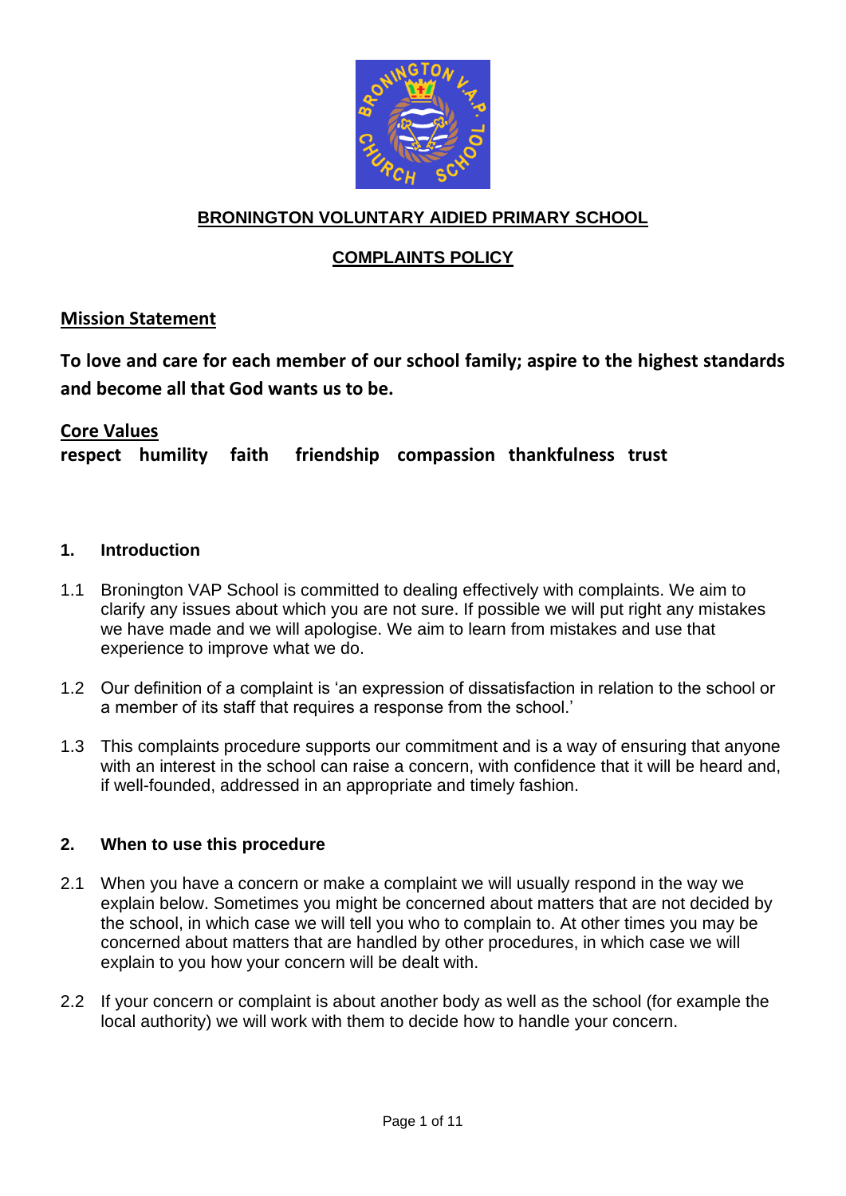# BRONINGTON VOLUNTARY AIDIED PRIMARY SCHOOL

## COMPLAINTS POLICY

### Mission Statement

**To love and care for each member of our school family; aspire to the highest standards and become all that God wants us to be.**

### Core Values

**respect humility faith friendship compassion thankfulness trust**

### 1. Introduction

1.1 Bronington VAP School is committed to dealing effectively with complaints. We aim to clarify any issues about which you are not sure. If possible we will put right any mistakes we have made and we will apologise. We aim to learn from mistakes and use that experience to improve what we do.

1.2 Our definition of a complaint is 'an expression of dissatisfaction in relation to the school or a member of its staff that requires a response from the school.'

1.3 This complaints procedure supports our commitment and is a way of ensuring that anyone with an interest in the school can raise a concern, with confidence that it will be heard and, if well-founded, addressed in an appropriate and timely fashion.

### 2. When to use this procedure

2.1 When you have a concern or make a complaint we will usually respond in the way we explain below. Sometimes you might be concerned about matters that are not decided by the school, in which case we will tell you who to complain to. At other times you may be concerned about matters that are handled by other procedures, in which case we will explain to you how your concern will be dealt with.

2.2 If your concern or complaint is about another body as well as the school (for example the local authority) we will work with them to decide how to handle your concern.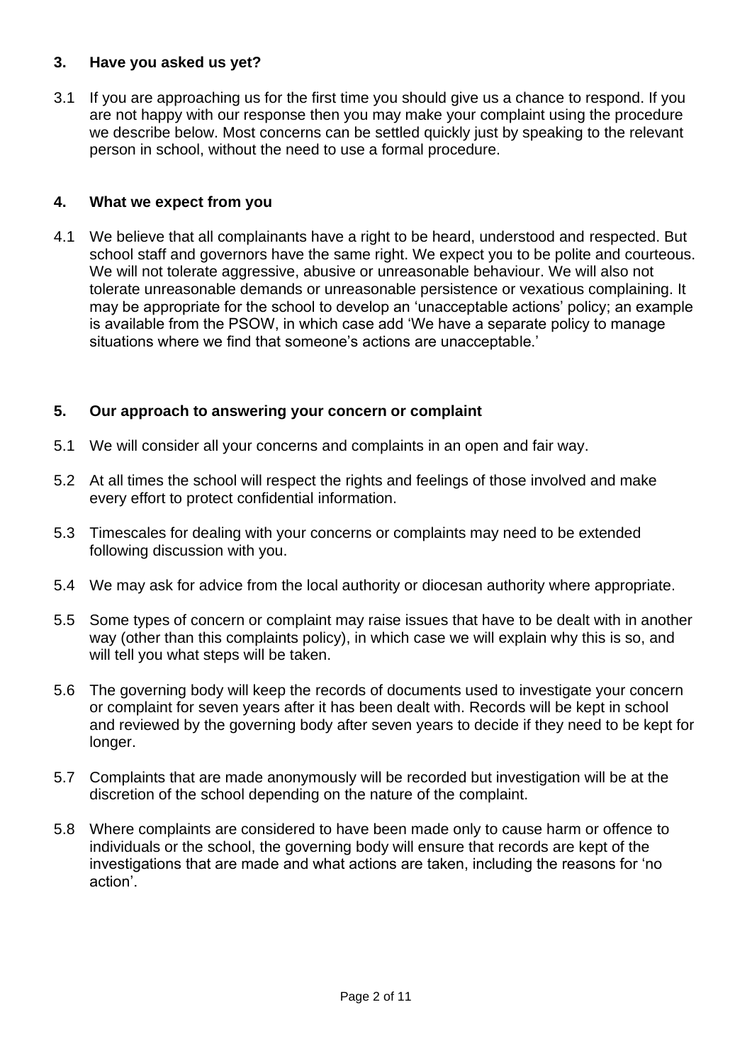## 3. Have you asked us yet?

3.1 If you are approaching us for the first time you should give us a chance to respond. If you are not happy with our response then you may make your complaint using the procedure we describe below. Most concerns can be settled quickly just by speaking to the relevant person in school, without the need to use a formal procedure.

## 4. What we expect from you

4.1 We believe that all complainants have a right to be heard, understood and respected. But school staff and governors have the same right. We expect you to be polite and courteous. We will not tolerate aggressive, abusive or unreasonable behaviour. We will also not tolerate unreasonable demands or unreasonable persistence or vexatious complaining. It may be appropriate for the school to develop an 'unacceptable actions' policy; an example is available from the PSOW, in which case add 'We have a separate policy to manage situations where we find that someone's actions are unacceptable.'

## 5. Our approach to answering your concern or complaint

5.1 We will consider all your concerns and complaints in an open and fair way.

5.2 At all times the school will respect the rights and feelings of those involved and make every effort to protect confidential information.

5.3 Timescales for dealing with your concerns or complaints may need to be extended following discussion with you.

5.4 We may ask for advice from the local authority or diocesan authority where appropriate.

5.5 Some types of concern or complaint may raise issues that have to be dealt with in another way (other than this complaints policy), in which case we will explain why this is so, and will tell you what steps will be taken.

5.6 The governing body will keep the records of documents used to investigate your concern or complaint for seven years after it has been dealt with. Records will be kept in school and reviewed by the governing body after seven years to decide if they need to be kept for longer.

5.7 Complaints that are made anonymously will be recorded but investigation will be at the discretion of the school depending on the nature of the complaint.

5.8 Where complaints are considered to have been made only to cause harm or offence to individuals or the school, the governing body will ensure that records are kept of the investigations that are made and what actions are taken, including the reasons for 'no action'.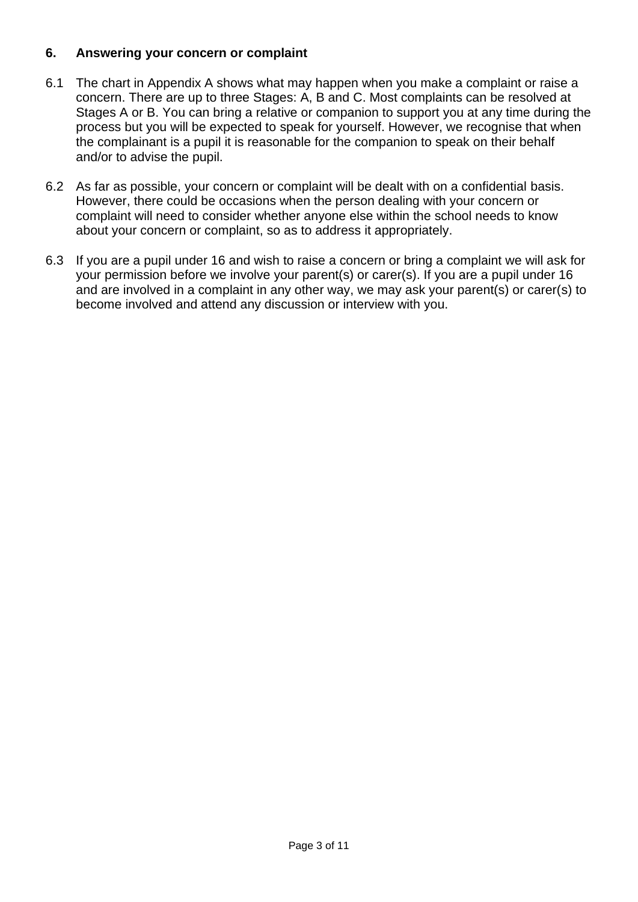## 6. Answering your concern or complaint

6.1 The chart in Appendix A shows what may happen when you make a complaint or raise a concern. There are up to three Stages: A, B and C. Most complaints can be resolved at Stages A or B. You can bring a relative or companion to support you at any time during the process but you will be expected to speak for yourself. However, we recognise that when the complainant is a pupil it is reasonable for the companion to speak on their behalf and/or to advise the pupil.

6.2 As far as possible, your concern or complaint will be dealt with on a confidential basis. However, there could be occasions when the person dealing with your concern or complaint will need to consider whether anyone else within the school needs to know about your concern or complaint, so as to address it appropriately.

6.3 If you are a pupil under 16 and wish to raise a concern or bring a complaint we will ask for your permission before we involve your parent(s) or carer(s). If you are a pupil under 16 and are involved in a complaint in any other way, we may ask your parent(s) or carer(s) to become involved and attend any discussion or interview with you.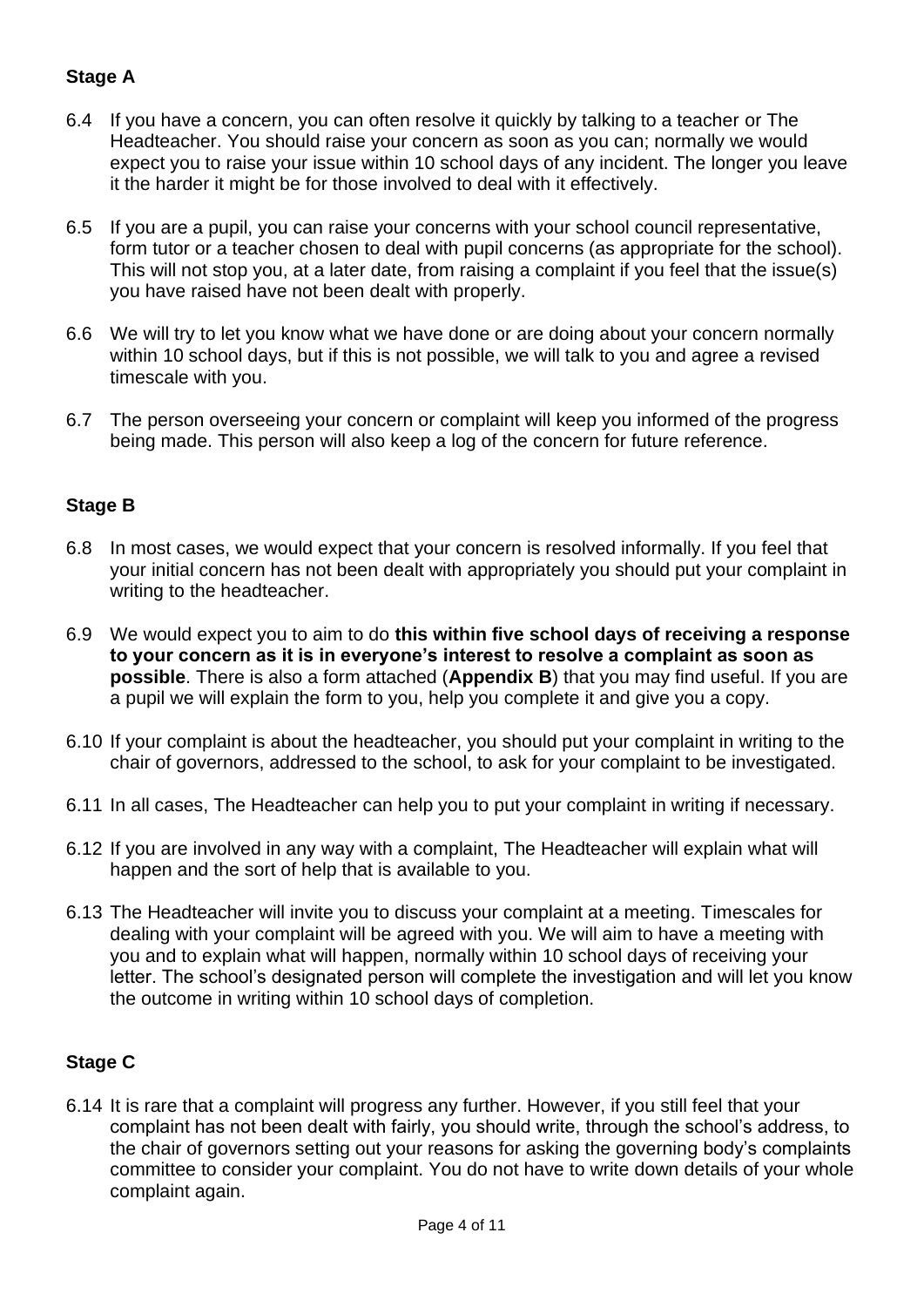### Stage A

6.4 If you have a concern, you can often resolve it quickly by talking to a teacher or The Headteacher. You should raise your concern as soon as you can; normally we would expect you to raise your issue within 10 school days of any incident. The longer you leave it the harder it might be for those involved to deal with it effectively.

6.5 If you are a pupil, you can raise your concerns with your school council representative, form tutor or a teacher chosen to deal with pupil concerns (as appropriate for the school). This will not stop you, at a later date, from raising a complaint if you feel that the issue(s) you have raised have not been dealt with properly.

6.6 We will try to let you know what we have done or are doing about your concern normally within 10 school days, but if this is not possible, we will talk to you and agree a revised timescale with you.

6.7 The person overseeing your concern or complaint will keep you informed of the progress being made. This person will also keep a log of the concern for future reference.

### Stage B

6.8 In most cases, we would expect that your concern is resolved informally. If you feel that your initial concern has not been dealt with appropriately you should put your complaint in writing to the headteacher.

6.9 We would expect you to aim to do **this within five school days of receiving a response to your concern as it is in everyone's interest to resolve a complaint as soon as possible**. There is also a form attached (**Appendix B**) that you may find useful. If you are a pupil we will explain the form to you, help you complete it and give you a copy.

6.10 If your complaint is about the headteacher, you should put your complaint in writing to the chair of governors, addressed to the school, to ask for your complaint to be investigated.

6.11 In all cases, The Headteacher can help you to put your complaint in writing if necessary.

6.12 If you are involved in any way with a complaint, The Headteacher will explain what will happen and the sort of help that is available to you.

6.13 The Headteacher will invite you to discuss your complaint at a meeting. Timescales for dealing with your complaint will be agreed with you. We will aim to have a meeting with you and to explain what will happen, normally within 10 school days of receiving your letter. The school's designated person will complete the investigation and will let you know the outcome in writing within 10 school days of completion.

### Stage C

6.14 It is rare that a complaint will progress any further. However, if you still feel that your complaint has not been dealt with fairly, you should write, through the school's address, to the chair of governors setting out your reasons for asking the governing body's complaints committee to consider your complaint. You do not have to write down details of your whole complaint again.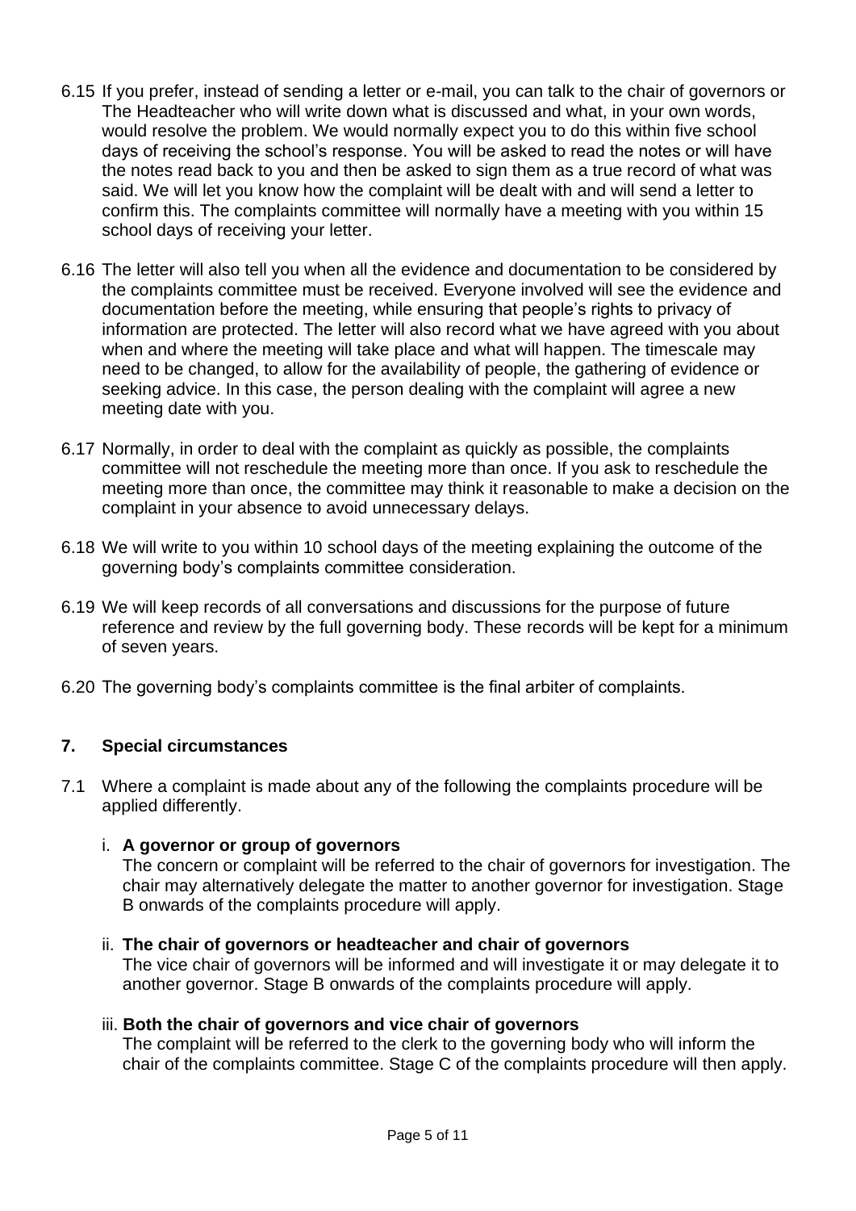6.15 If you prefer, instead of sending a letter or e-mail, you can talk to the chair of governors or The Headteacher who will write down what is discussed and what, in your own words, would resolve the problem. We would normally expect you to do this within five school days of receiving the school's response. You will be asked to read the notes or will have the notes read back to you and then be asked to sign them as a true record of what was said. We will let you know how the complaint will be dealt with and will send a letter to confirm this. The complaints committee will normally have a meeting with you within 15 school days of receiving your letter.

6.16 The letter will also tell you when all the evidence and documentation to be considered by the complaints committee must be received. Everyone involved will see the evidence and documentation before the meeting, while ensuring that people's rights to privacy of information are protected. The letter will also record what we have agreed with you about when and where the meeting will take place and what will happen. The timescale may need to be changed, to allow for the availability of people, the gathering of evidence or seeking advice. In this case, the person dealing with the complaint will agree a new meeting date with you.

6.17 Normally, in order to deal with the complaint as quickly as possible, the complaints committee will not reschedule the meeting more than once. If you ask to reschedule the meeting more than once, the committee may think it reasonable to make a decision on the complaint in your absence to avoid unnecessary delays.

6.18 We will write to you within 10 school days of the meeting explaining the outcome of the governing body's complaints committee consideration.

6.19 We will keep records of all conversations and discussions for the purpose of future reference and review by the full governing body. These records will be kept for a minimum of seven years.

6.20 The governing body's complaints committee is the final arbiter of complaints.

## 7. Special circumstances

7.1 Where a complaint is made about any of the following the complaints procedure will be applied differently.

i. **A governor or group of governors**
The concern or complaint will be referred to the chair of governors for investigation. The chair may alternatively delegate the matter to another governor for investigation. Stage B onwards of the complaints procedure will apply.

ii. **The chair of governors or headteacher and chair of governors**
The vice chair of governors will be informed and will investigate it or may delegate it to another governor. Stage B onwards of the complaints procedure will apply.

iii. **Both the chair of governors and vice chair of governors**
The complaint will be referred to the clerk to the governing body who will inform the chair of the complaints committee. Stage C of the complaints procedure will then apply.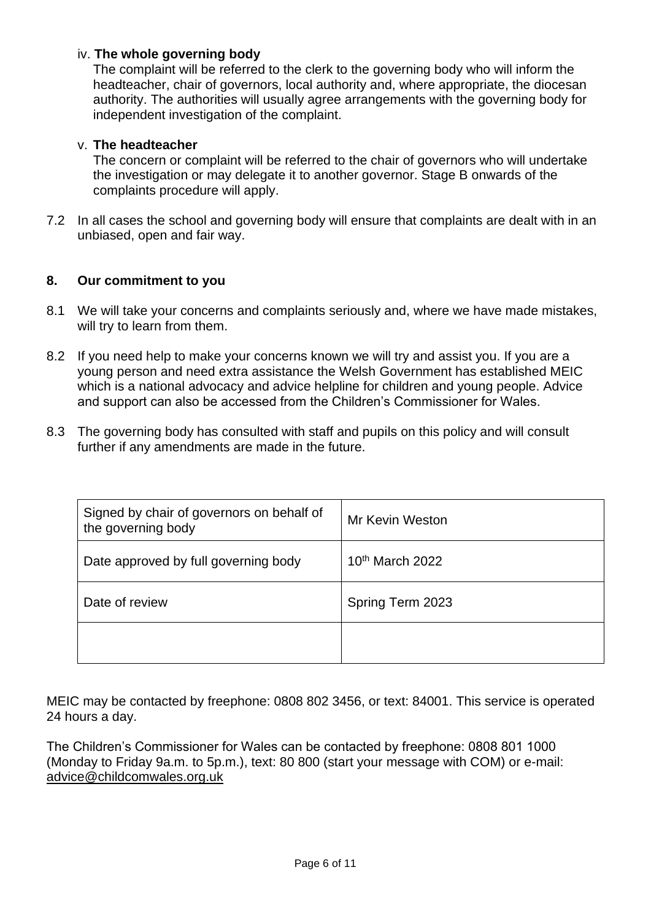iv. **The whole governing body**
The complaint will be referred to the clerk to the governing body who will inform the headteacher, chair of governors, local authority and, where appropriate, the diocesan authority. The authorities will usually agree arrangements with the governing body for independent investigation of the complaint.

v. **The headteacher**
The concern or complaint will be referred to the chair of governors who will undertake the investigation or may delegate it to another governor. Stage B onwards of the complaints procedure will apply.

7.2 In all cases the school and governing body will ensure that complaints are dealt with in an unbiased, open and fair way.

## 8. Our commitment to you

8.1 We will take your concerns and complaints seriously and, where we have made mistakes, will try to learn from them.

8.2 If you need help to make your concerns known we will try and assist you. If you are a young person and need extra assistance the Welsh Government has established MEIC which is a national advocacy and advice helpline for children and young people. Advice and support can also be accessed from the Children's Commissioner for Wales.

8.3 The governing body has consulted with staff and pupils on this policy and will consult further if any amendments are made in the future.

| Signed by chair of governors on behalf of the governing body | Mr Kevin Weston |
|---|---|
| Date approved by full governing body | 10th March 2022 |
| Date of review | Spring Term 2023 |
| | |

MEIC may be contacted by freephone: 0808 802 3456, or text: 84001. This service is operated 24 hours a day.

The Children's Commissioner for Wales can be contacted by freephone: 0808 801 1000 (Monday to Friday 9a.m. to 5p.m.), text: 80 800 (start your message with COM) or e-mail: advice@childcomwales.org.uk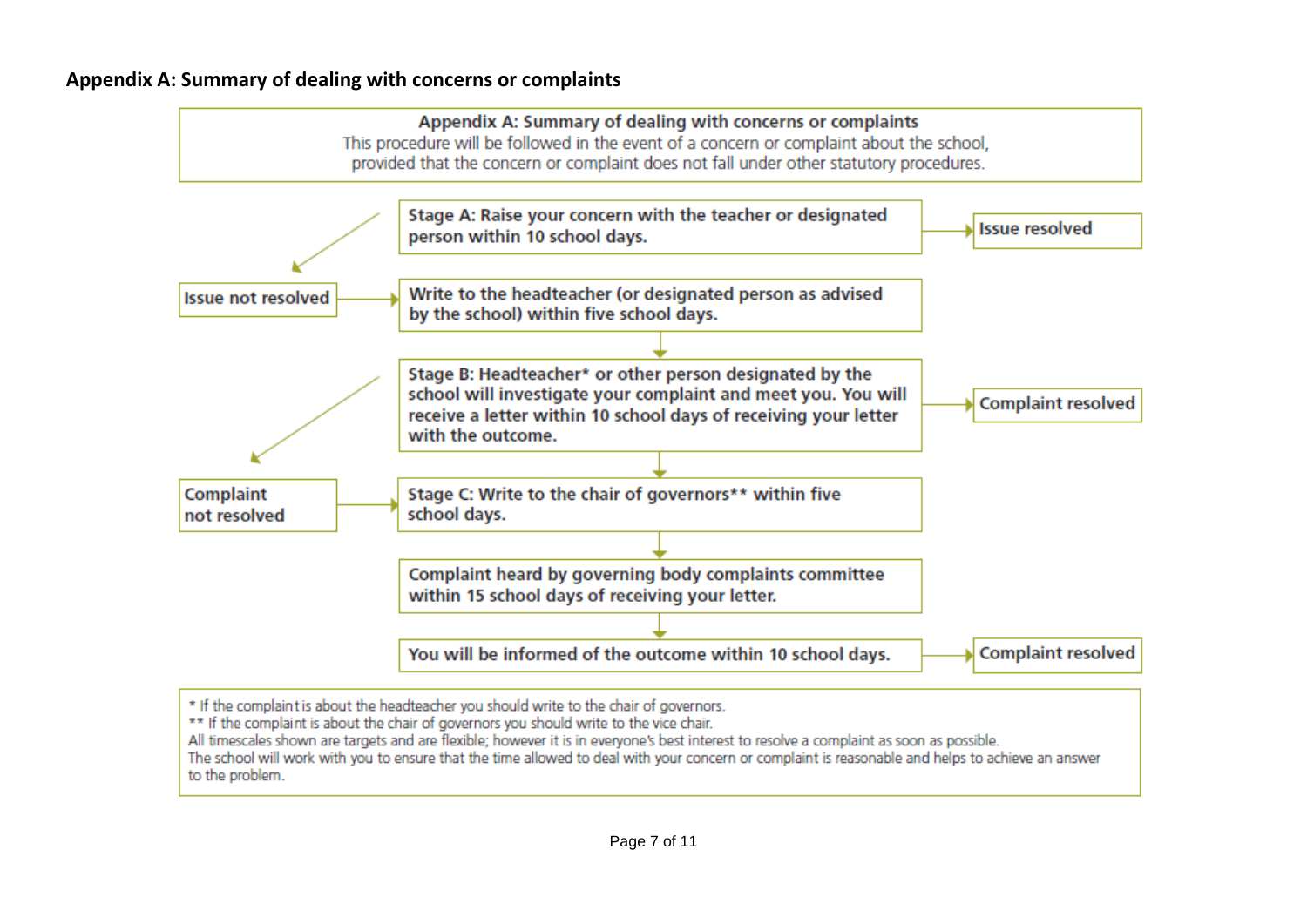## Appendix A: Summary of dealing with concerns or complaints

**Appendix A: Summary of dealing with concerns or complaints**

This procedure will be followed in the event of a concern or complaint about the school, provided that the concern or complaint does not fall under other statutory procedures.

**Stage A: Raise your concern with the teacher or designated person within 10 school days.**

→ **Issue resolved**

**Issue not resolved** → **Write to the headteacher (or designated person as advised by the school) within five school days.**

↓

**Stage B: Headteacher* or other person designated by the school will investigate your complaint and meet you. You will receive a letter within 10 school days of receiving your letter with the outcome.**

→ **Complaint resolved**

↓

**Complaint not resolved** → **Stage C: Write to the chair of governors** within five school days.**

↓

**Complaint heard by governing body complaints committee within 15 school days of receiving your letter.**

↓

**You will be informed of the outcome within 10 school days.**

→ **Complaint resolved**

\* If the complaint is about the headteacher you should write to the chair of governors.
** If the complaint is about the chair of governors you should write to the vice chair.
All timescales shown are targets and are flexible; however it is in everyone's best interest to resolve a complaint as soon as possible.
The school will work with you to ensure that the time allowed to deal with your concern or complaint is reasonable and helps to achieve an answer to the problem.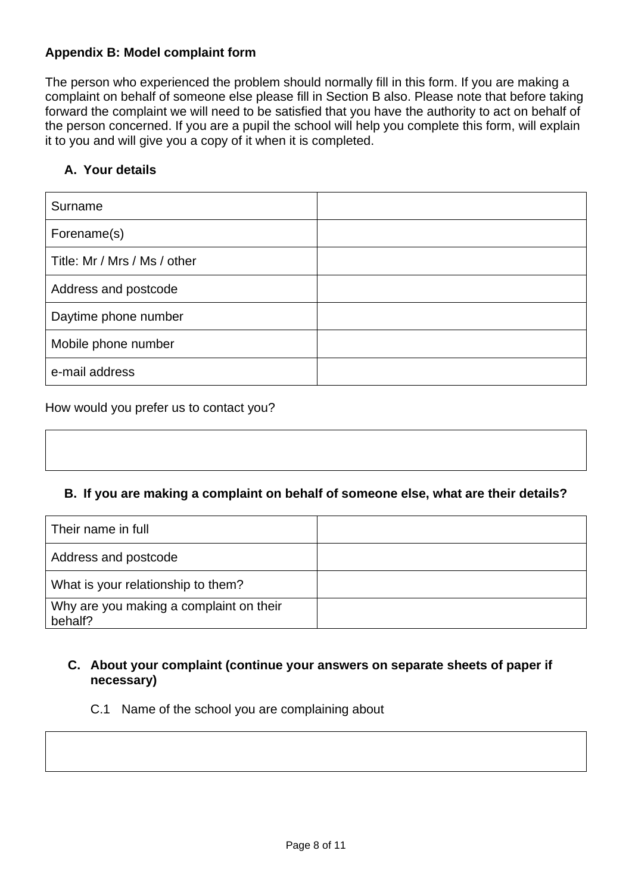**Appendix B: Model complaint form**

The person who experienced the problem should normally fill in this form. If you are making a complaint on behalf of someone else please fill in Section B also. Please note that before taking forward the complaint we will need to be satisfied that you have the authority to act on behalf of the person concerned. If you are a pupil the school will help you complete this form, will explain it to you and will give you a copy of it when it is completed.

**A. Your details**

| | |
|---|---|
| Surname | |
| Forename(s) | |
| Title: Mr / Mrs / Ms / other | |
| Address and postcode | |
| Daytime phone number | |
| Mobile phone number | |
| e-mail address | |

How would you prefer us to contact you?

| |
|---|
| |

**B. If you are making a complaint on behalf of someone else, what are their details?**

| | |
|---|---|
| Their name in full | |
| Address and postcode | |
| What is your relationship to them? | |
| Why are you making a complaint on their behalf? | |

**C. About your complaint (continue your answers on separate sheets of paper if necessary)**

C.1 Name of the school you are complaining about

| |
|---|
| |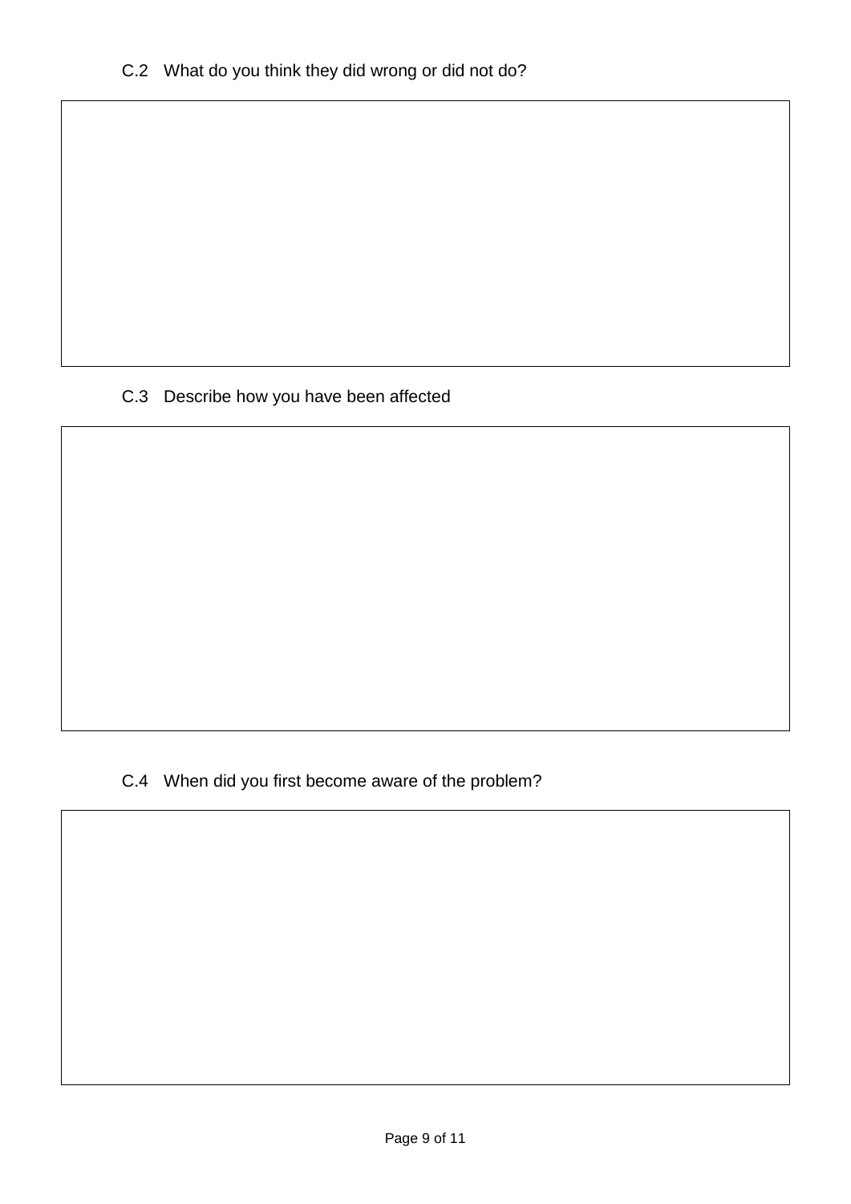C.2 What do you think they did wrong or did not do?

C.3 Describe how you have been affected

C.4 When did you first become aware of the problem?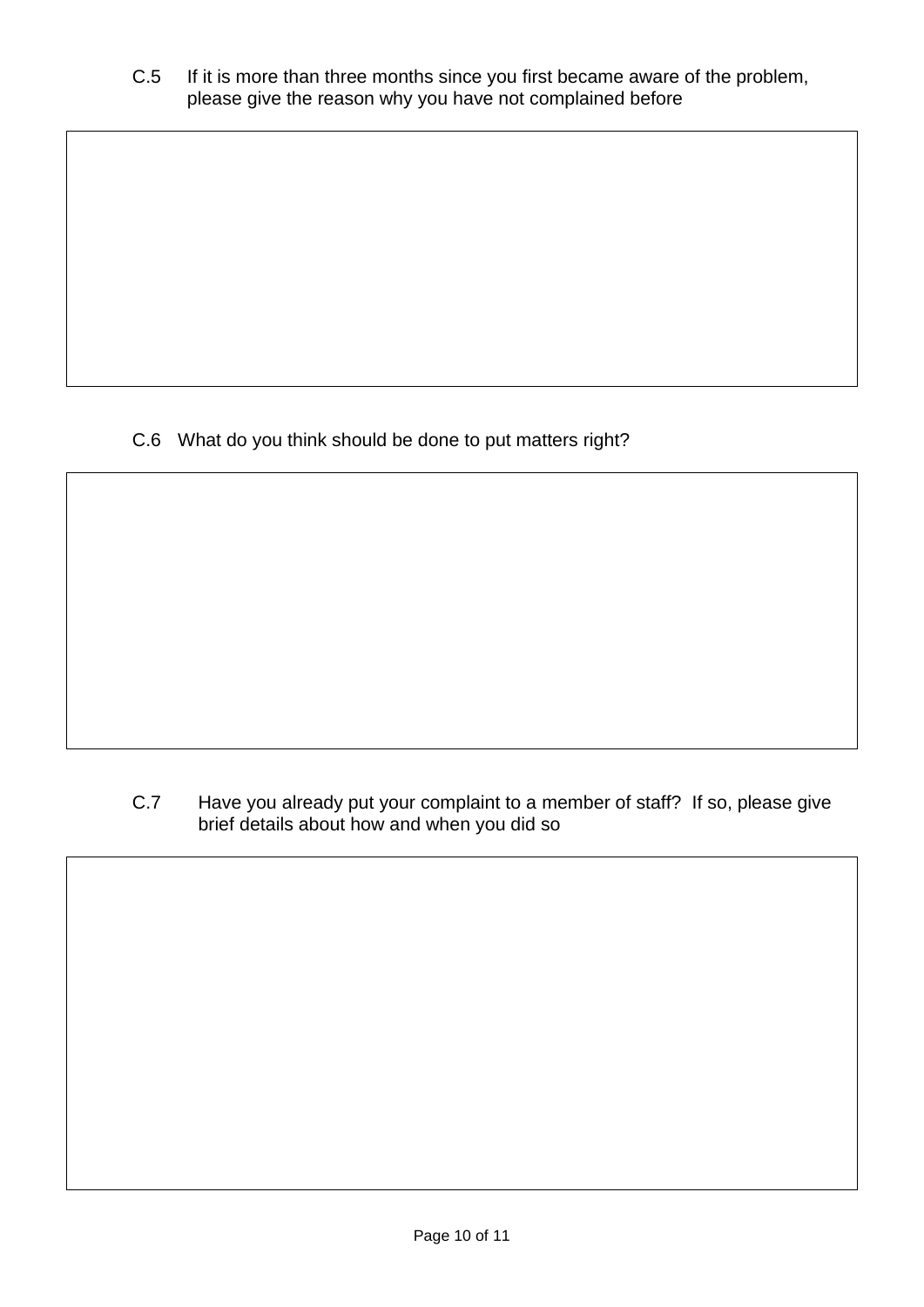C.5 If it is more than three months since you first became aware of the problem, please give the reason why you have not complained before

C.6 What do you think should be done to put matters right?

C.7 Have you already put your complaint to a member of staff? If so, please give brief details about how and when you did so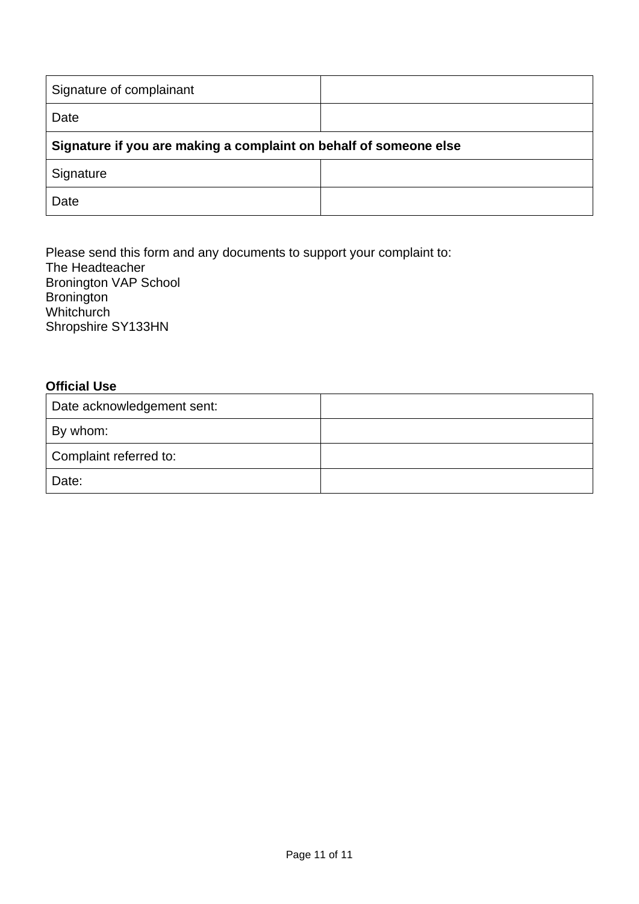| | |
|---|---|
| Signature of complainant | |
| Date | |
| **Signature if you are making a complaint on behalf of someone else** | |
| Signature | |
| Date | |

Please send this form and any documents to support your complaint to:
The Headteacher
Bronington VAP School
Bronington
Whitchurch
Shropshire SY133HN

**Official Use**

| | |
|---|---|
| Date acknowledgement sent: | |
| By whom: | |
| Complaint referred to: | |
| Date: | |